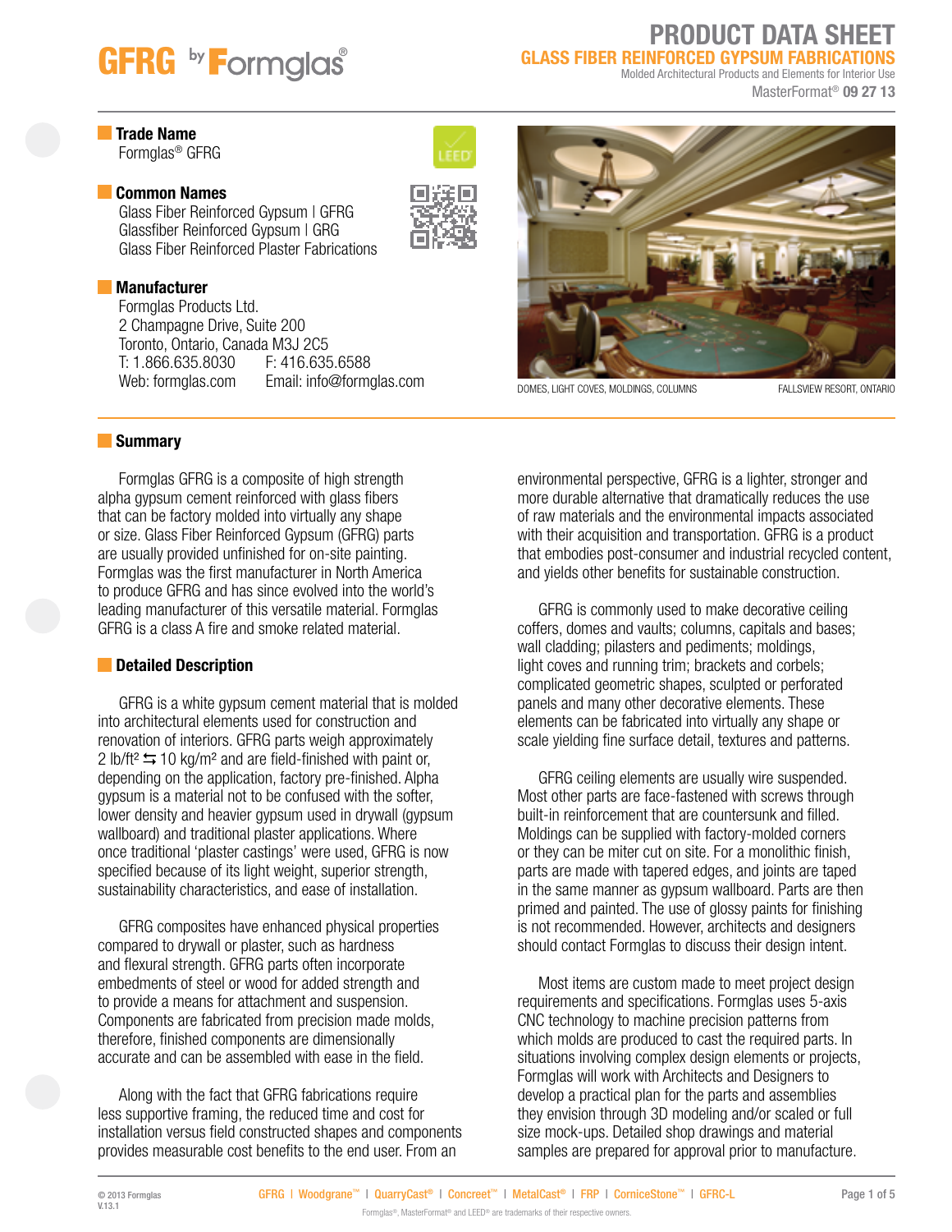GFRG by Formglas®

# PRODUCT DATA SHEET

## GLASS FIBER REINFORCED GYPSUM FABRICATIONS

Molded Architectural Products and Elements for Interior Use

MasterFormat® **09 27 13**

### Trade Name

Formglas® GFRG

### Common Names

Glass Fiber Reinforced Gypsum | GFRG
Glassfiber Reinforced Gypsum | GRG
Glass Fiber Reinforced Plaster Fabrications

### Manufacturer

Formglas Products Ltd.
2 Champagne Drive, Suite 200
Toronto, Ontario, Canada M3J 2C5
T: 1.866.635.8030 F: 416.635.6588
Web: formglas.com Email: info@formglas.com

DOMES, LIGHT COVES, MOLDINGS, COLUMNS — FALLSVIEW RESORT, ONTARIO

### Summary

Formglas GFRG is a composite of high strength alpha gypsum cement reinforced with glass fibers that can be factory molded into virtually any shape or size. Glass Fiber Reinforced Gypsum (GFRG) parts are usually provided unfinished for on-site painting. Formglas was the first manufacturer in North America to produce GFRG and has since evolved into the world's leading manufacturer of this versatile material. Formglas GFRG is a class A fire and smoke related material.

### Detailed Description

GFRG is a white gypsum cement material that is molded into architectural elements used for construction and renovation of interiors. GFRG parts weigh approximately 2 lb/ft² ⇆ 10 kg/m² and are field-finished with paint or, depending on the application, factory pre-finished. Alpha gypsum is a material not to be confused with the softer, lower density and heavier gypsum used in drywall (gypsum wallboard) and traditional plaster applications. Where once traditional 'plaster castings' were used, GFRG is now specified because of its light weight, superior strength, sustainability characteristics, and ease of installation.

GFRG composites have enhanced physical properties compared to drywall or plaster, such as hardness and flexural strength. GFRG parts often incorporate embedments of steel or wood for added strength and to provide a means for attachment and suspension. Components are fabricated from precision made molds, therefore, finished components are dimensionally accurate and can be assembled with ease in the field.

Along with the fact that GFRG fabrications require less supportive framing, the reduced time and cost for installation versus field constructed shapes and components provides measurable cost benefits to the end user. From an environmental perspective, GFRG is a lighter, stronger and more durable alternative that dramatically reduces the use of raw materials and the environmental impacts associated with their acquisition and transportation. GFRG is a product that embodies post-consumer and industrial recycled content, and yields other benefits for sustainable construction.

GFRG is commonly used to make decorative ceiling coffers, domes and vaults; columns, capitals and bases; wall cladding; pilasters and pediments; moldings, light coves and running trim; brackets and corbels; complicated geometric shapes, sculpted or perforated panels and many other decorative elements. These elements can be fabricated into virtually any shape or scale yielding fine surface detail, textures and patterns.

GFRG ceiling elements are usually wire suspended. Most other parts are face-fastened with screws through built-in reinforcement that are countersunk and filled. Moldings can be supplied with factory-molded corners or they can be miter cut on site. For a monolithic finish, parts are made with tapered edges, and joints are taped in the same manner as gypsum wallboard. Parts are then primed and painted. The use of glossy paints for finishing is not recommended. However, architects and designers should contact Formglas to discuss their design intent.

Most items are custom made to meet project design requirements and specifications. Formglas uses 5-axis CNC technology to machine precision patterns from which molds are produced to cast the required parts. In situations involving complex design elements or projects, Formglas will work with Architects and Designers to develop a practical plan for the parts and assemblies they envision through 3D modeling and/or scaled or full size mock-ups. Detailed shop drawings and material samples are prepared for approval prior to manufacture.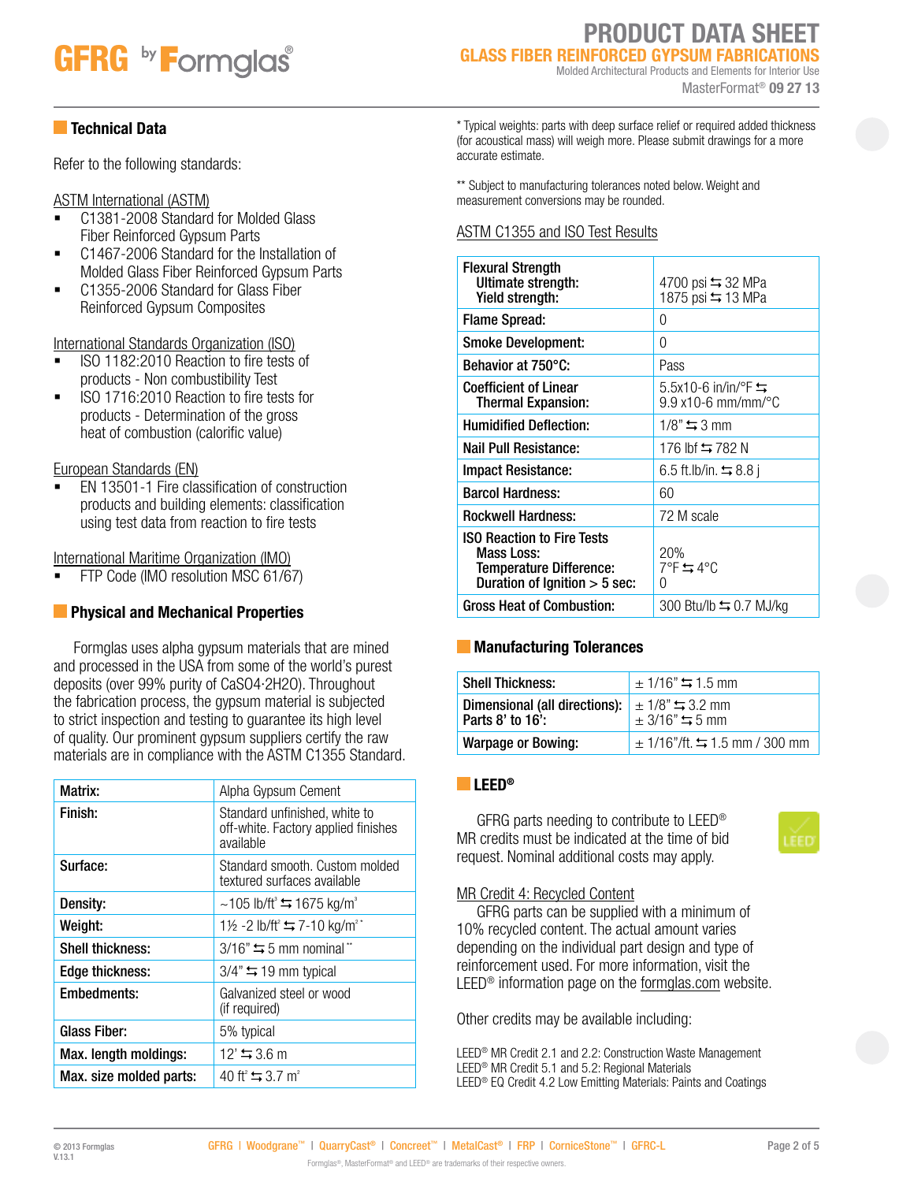## Technical Data

Refer to the following standards:

ASTM International (ASTM)

- C1381-2008 Standard for Molded Glass Fiber Reinforced Gypsum Parts
- C1467-2006 Standard for the Installation of Molded Glass Fiber Reinforced Gypsum Parts
- C1355-2006 Standard for Glass Fiber Reinforced Gypsum Composites

International Standards Organization (ISO)

- ISO 1182:2010 Reaction to fire tests of products - Non combustibility Test
- ISO 1716:2010 Reaction to fire tests for products - Determination of the gross heat of combustion (calorific value)

European Standards (EN)

- EN 13501-1 Fire classification of construction products and building elements: classification using test data from reaction to fire tests

International Maritime Organization (IMO)

- FTP Code (IMO resolution MSC 61/67)

## Physical and Mechanical Properties

Formglas uses alpha gypsum materials that are mined and processed in the USA from some of the world's purest deposits (over 99% purity of $CaSO_4 \cdot 2H_2O$). Throughout the fabrication process, the gypsum material is subjected to strict inspection and testing to guarantee its high level of quality. Our prominent gypsum suppliers certify the raw materials are in compliance with the ASTM C1355 Standard.

| | |
|---|---|
| **Matrix:** | Alpha Gypsum Cement |
| **Finish:** | Standard unfinished, white to off-white. Factory applied finishes available |
| **Surface:** | Standard smooth. Custom molded textured surfaces available |
| **Density:** | ~105 lb/ft³ ⇆ 1675 kg/m³ |
| **Weight:** | 1½ -2 lb/ft² ⇆ 7-10 kg/m² * |
| **Shell thickness:** | 3/16" ⇆ 5 mm nominal ** |
| **Edge thickness:** | 3/4" ⇆ 19 mm typical |
| **Embedments:** | Galvanized steel or wood (if required) |
| **Glass Fiber:** | 5% typical |
| **Max. length moldings:** | 12' ⇆ 3.6 m |
| **Max. size molded parts:** | 40 ft² ⇆ 3.7 m² |

\* Typical weights: parts with deep surface relief or required added thickness (for acoustical mass) will weigh more. Please submit drawings for a more accurate estimate.

\*\* Subject to manufacturing tolerances noted below. Weight and measurement conversions may be rounded.

ASTM C1355 and ISO Test Results

| | |
|---|---|
| **Flexural Strength**<br>**Ultimate strength:**<br>**Yield strength:** | <br>4700 psi ⇆ 32 MPa<br>1875 psi ⇆ 13 MPa |
| **Flame Spread:** | 0 |
| **Smoke Development:** | 0 |
| **Behavior at 750°C:** | Pass |
| **Coefficient of Linear Thermal Expansion:** | 5.5x10-6 in/in/°F ⇆ 9.9 x10-6 mm/mm/°C |
| **Humidified Deflection:** | 1/8" ⇆ 3 mm |
| **Nail Pull Resistance:** | 176 lbf ⇆ 782 N |
| **Impact Resistance:** | 6.5 ft.lb/in. ⇆ 8.8 j |
| **Barcol Hardness:** | 60 |
| **Rockwell Hardness:** | 72 M scale |
| **ISO Reaction to Fire Tests**<br>**Mass Loss:**<br>**Temperature Difference:**<br>**Duration of Ignition > 5 sec:** | <br>20%<br>7°F ⇆ 4°C<br>0 |
| **Gross Heat of Combustion:** | 300 Btu/lb ⇆ 0.7 MJ/kg |

## Manufacturing Tolerances

| | |
|---|---|
| **Shell Thickness:** | ± 1/16" ⇆ 1.5 mm |
| **Dimensional (all directions):**<br>**Parts 8' to 16':** | ± 1/8" ⇆ 3.2 mm<br>± 3/16" ⇆ 5 mm |
| **Warpage or Bowing:** | ± 1/16"/ft. ⇆ 1.5 mm / 300 mm |

## LEED®

GFRG parts needing to contribute to LEED® MR credits must be indicated at the time of bid request. Nominal additional costs may apply.

MR Credit 4: Recycled Content

GFRG parts can be supplied with a minimum of 10% recycled content. The actual amount varies depending on the individual part design and type of reinforcement used. For more information, visit the LEED® information page on the formglas.com website.

Other credits may be available including:

LEED® MR Credit 2.1 and 2.2: Construction Waste Management
LEED® MR Credit 5.1 and 5.2: Regional Materials
LEED® EQ Credit 4.2 Low Emitting Materials: Paints and Coatings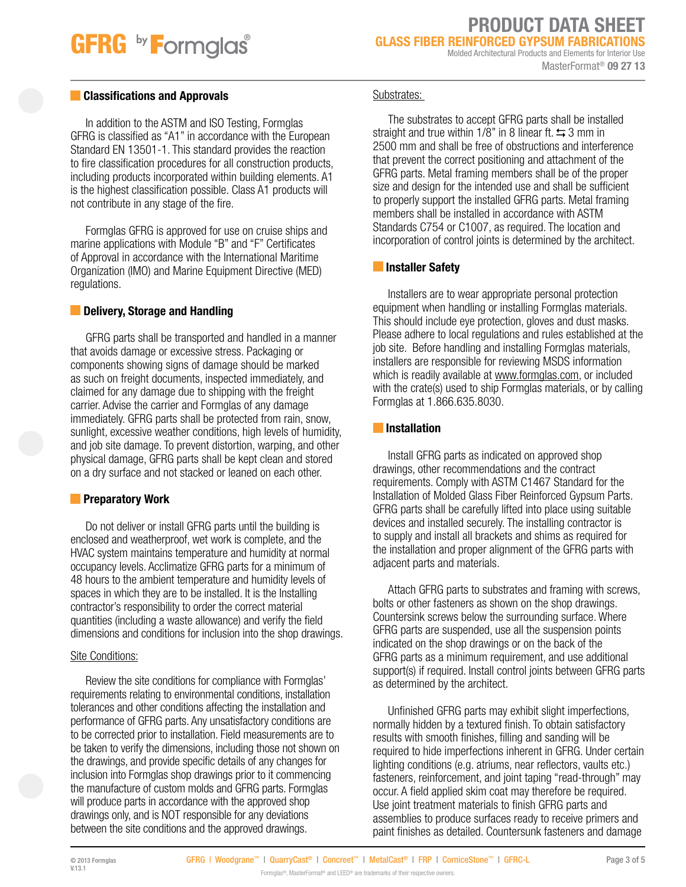## Classifications and Approvals

In addition to the ASTM and ISO Testing, Formglas GFRG is classified as "A1" in accordance with the European Standard EN 13501-1. This standard provides the reaction to fire classification procedures for all construction products, including products incorporated within building elements. A1 is the highest classification possible. Class A1 products will not contribute in any stage of the fire.

Formglas GFRG is approved for use on cruise ships and marine applications with Module "B" and "F" Certificates of Approval in accordance with the International Maritime Organization (IMO) and Marine Equipment Directive (MED) regulations.

## Delivery, Storage and Handling

GFRG parts shall be transported and handled in a manner that avoids damage or excessive stress. Packaging or components showing signs of damage should be marked as such on freight documents, inspected immediately, and claimed for any damage due to shipping with the freight carrier. Advise the carrier and Formglas of any damage immediately. GFRG parts shall be protected from rain, snow, sunlight, excessive weather conditions, high levels of humidity, and job site damage. To prevent distortion, warping, and other physical damage, GFRG parts shall be kept clean and stored on a dry surface and not stacked or leaned on each other.

## Preparatory Work

Do not deliver or install GFRG parts until the building is enclosed and weatherproof, wet work is complete, and the HVAC system maintains temperature and humidity at normal occupancy levels. Acclimatize GFRG parts for a minimum of 48 hours to the ambient temperature and humidity levels of spaces in which they are to be installed. It is the Installing contractor's responsibility to order the correct material quantities (including a waste allowance) and verify the field dimensions and conditions for inclusion into the shop drawings.

Site Conditions:

Review the site conditions for compliance with Formglas' requirements relating to environmental conditions, installation tolerances and other conditions affecting the installation and performance of GFRG parts. Any unsatisfactory conditions are to be corrected prior to installation. Field measurements are to be taken to verify the dimensions, including those not shown on the drawings, and provide specific details of any changes for inclusion into Formglas shop drawings prior to it commencing the manufacture of custom molds and GFRG parts. Formglas will produce parts in accordance with the approved shop drawings only, and is NOT responsible for any deviations between the site conditions and the approved drawings.

Substrates:

The substrates to accept GFRG parts shall be installed straight and true within 1/8" in 8 linear ft. ⇆ 3 mm in 2500 mm and shall be free of obstructions and interference that prevent the correct positioning and attachment of the GFRG parts. Metal framing members shall be of the proper size and design for the intended use and shall be sufficient to properly support the installed GFRG parts. Metal framing members shall be installed in accordance with ASTM Standards C754 or C1007, as required. The location and incorporation of control joints is determined by the architect.

## Installer Safety

Installers are to wear appropriate personal protection equipment when handling or installing Formglas materials. This should include eye protection, gloves and dust masks. Please adhere to local regulations and rules established at the job site. Before handling and installing Formglas materials, installers are responsible for reviewing MSDS information which is readily available at www.formglas.com, or included with the crate(s) used to ship Formglas materials, or by calling Formglas at 1.866.635.8030.

## Installation

Install GFRG parts as indicated on approved shop drawings, other recommendations and the contract requirements. Comply with ASTM C1467 Standard for the Installation of Molded Glass Fiber Reinforced Gypsum Parts. GFRG parts shall be carefully lifted into place using suitable devices and installed securely. The installing contractor is to supply and install all brackets and shims as required for the installation and proper alignment of the GFRG parts with adjacent parts and materials.

Attach GFRG parts to substrates and framing with screws, bolts or other fasteners as shown on the shop drawings. Countersink screws below the surrounding surface. Where GFRG parts are suspended, use all the suspension points indicated on the shop drawings or on the back of the GFRG parts as a minimum requirement, and use additional support(s) if required. Install control joints between GFRG parts as determined by the architect.

Unfinished GFRG parts may exhibit slight imperfections, normally hidden by a textured finish. To obtain satisfactory results with smooth finishes, filling and sanding will be required to hide imperfections inherent in GFRG. Under certain lighting conditions (e.g. atriums, near reflectors, vaults etc.) fasteners, reinforcement, and joint taping "read-through" may occur. A field applied skim coat may therefore be required. Use joint treatment materials to finish GFRG parts and assemblies to produce surfaces ready to receive primers and paint finishes as detailed. Countersunk fasteners and damage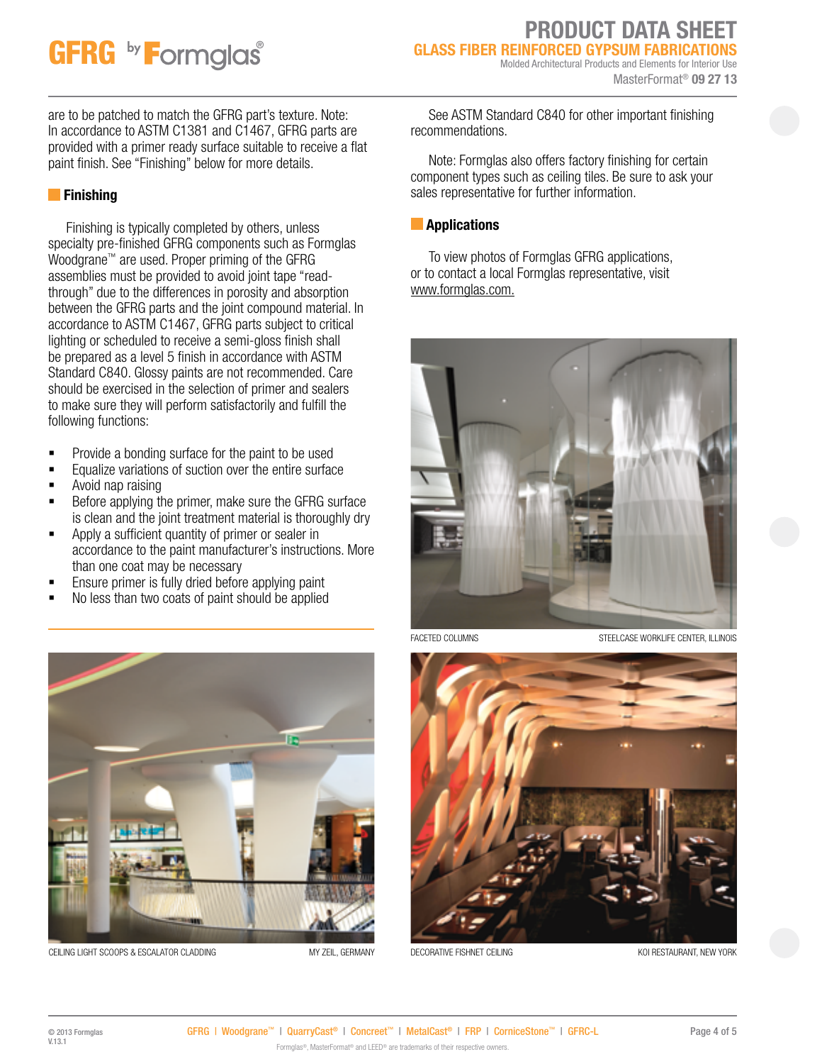are to be patched to match the GFRG part's texture. Note: In accordance to ASTM C1381 and C1467, GFRG parts are provided with a primer ready surface suitable to receive a flat paint finish. See "Finishing" below for more details.

## Finishing

Finishing is typically completed by others, unless specialty pre-finished GFRG components such as Formglas Woodgrane™ are used. Proper priming of the GFRG assemblies must be provided to avoid joint tape "read-through" due to the differences in porosity and absorption between the GFRG parts and the joint compound material. In accordance to ASTM C1467, GFRG parts subject to critical lighting or scheduled to receive a semi-gloss finish shall be prepared as a level 5 finish in accordance with ASTM Standard C840. Glossy paints are not recommended. Care should be exercised in the selection of primer and sealers to make sure they will perform satisfactorily and fulfill the following functions:

- Provide a bonding surface for the paint to be used
- Equalize variations of suction over the entire surface
- Avoid nap raising
- Before applying the primer, make sure the GFRG surface is clean and the joint treatment material is thoroughly dry
- Apply a sufficient quantity of primer or sealer in accordance to the paint manufacturer's instructions. More than one coat may be necessary
- Ensure primer is fully dried before applying paint
- No less than two coats of paint should be applied

See ASTM Standard C840 for other important finishing recommendations.

Note: Formglas also offers factory finishing for certain component types such as ceiling tiles. Be sure to ask your sales representative for further information.

## Applications

To view photos of Formglas GFRG applications, or to contact a local Formglas representative, visit www.formglas.com.

FACETED COLUMNS — STEELCASE WORKLIFE CENTER, ILLINOIS

CEILING LIGHT SCOOPS & ESCALATOR CLADDING — MY ZEIL, GERMANY

DECORATIVE FISHNET CEILING — KOI RESTAURANT, NEW YORK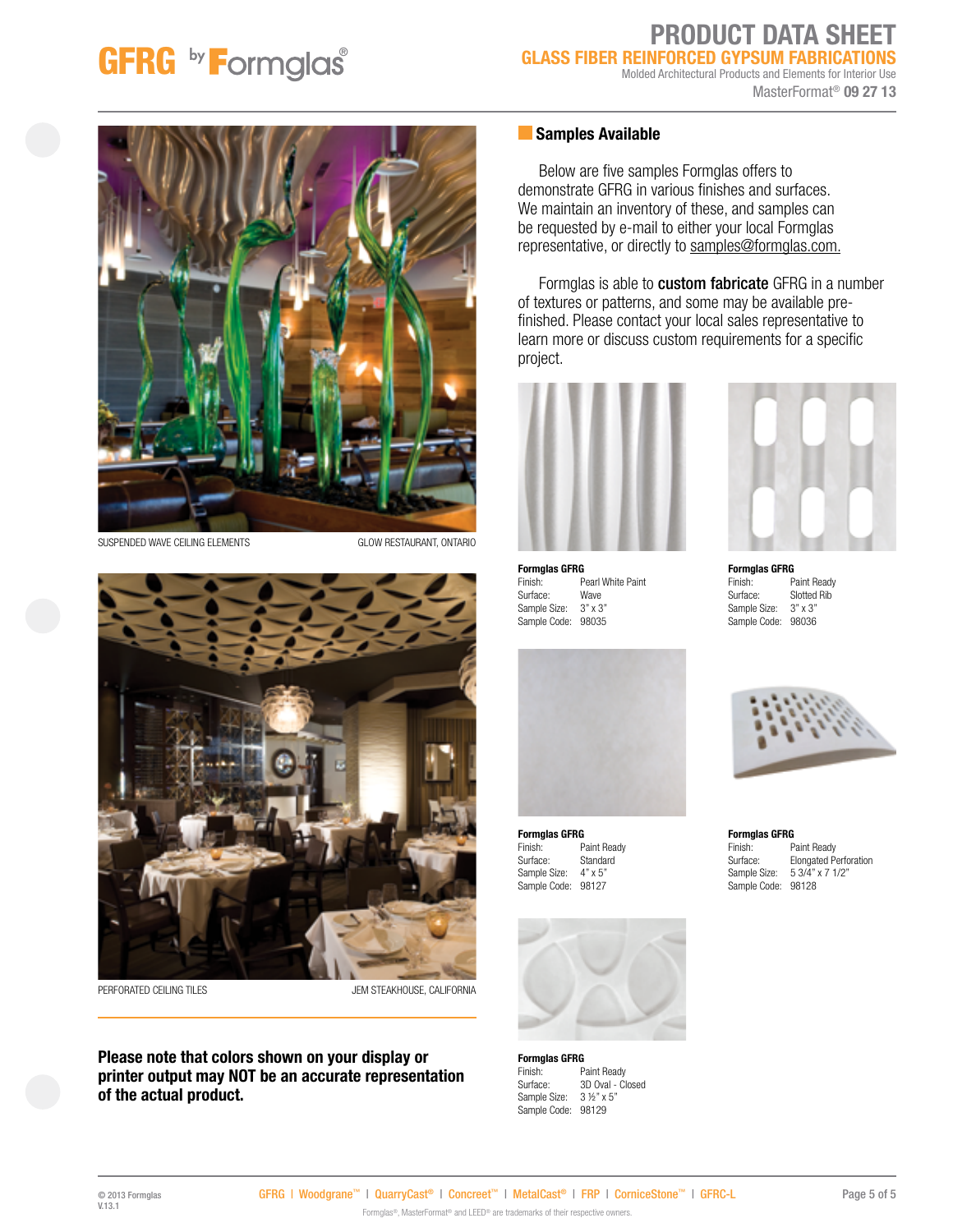SUSPENDED WAVE CEILING ELEMENTS — GLOW RESTAURANT, ONTARIO

PERFORATED CEILING TILES — JEM STEAKHOUSE, CALIFORNIA

**Please note that colors shown on your display or printer output may NOT be an accurate representation of the actual product.**

## Samples Available

Below are five samples Formglas offers to demonstrate GFRG in various finishes and surfaces. We maintain an inventory of these, and samples can be requested by e-mail to either your local Formglas representative, or directly to samples@formglas.com.

Formglas is able to **custom fabricate** GFRG in a number of textures or patterns, and some may be available pre-finished. Please contact your local sales representative to learn more or discuss custom requirements for a specific project.

**Formglas GFRG**
Finish: Pearl White Paint
Surface: Wave
Sample Size: 3" x 3"
Sample Code: 98035

**Formglas GFRG**
Finish: Paint Ready
Surface: Slotted Rib
Sample Size: 3" x 3"
Sample Code: 98036

**Formglas GFRG**
Finish: Paint Ready
Surface: Standard
Sample Size: 4" x 5"
Sample Code: 98127

**Formglas GFRG**
Finish: Paint Ready
Surface: Elongated Perforation
Sample Size: 5 3/4" x 7 1/2"
Sample Code: 98128

**Formglas GFRG**
Finish: Paint Ready
Surface: 3D Oval - Closed
Sample Size: 3 ½" x 5"
Sample Code: 98129